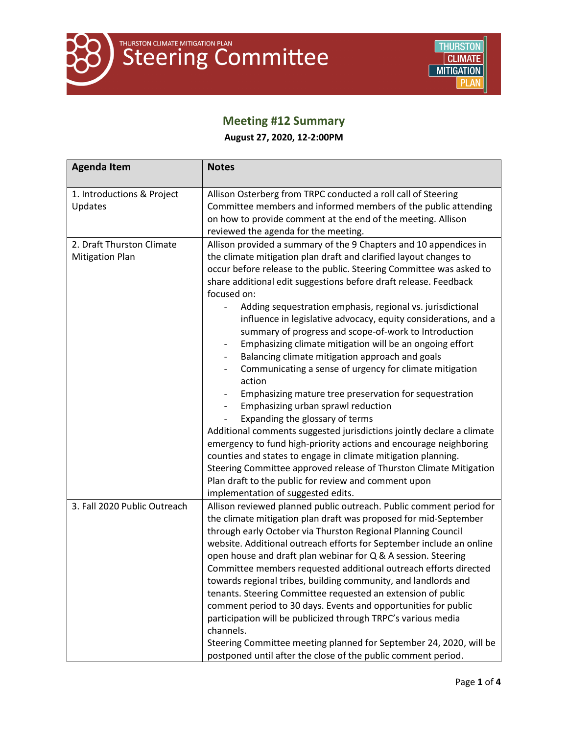# Steering Committee

THURSTON CLIMATE MITIGATION PLAN

## Meeting #12 Summary

**August 27, 2020, 12-2:00PM**

| Agenda Item | Notes |
|---|---|
| 1. Introductions & Project Updates | Allison Osterberg from TRPC conducted a roll call of Steering Committee members and informed members of the public attending on how to provide comment at the end of the meeting. Allison reviewed the agenda for the meeting. |
| 2. Draft Thurston Climate Mitigation Plan | Allison provided a summary of the 9 Chapters and 10 appendices in the climate mitigation plan draft and clarified layout changes to occur before release to the public. Steering Committee was asked to share additional edit suggestions before draft release. Feedback focused on:<br>- Adding sequestration emphasis, regional vs. jurisdictional influence in legislative advocacy, equity considerations, and a summary of progress and scope-of-work to Introduction<br>- Emphasizing climate mitigation will be an ongoing effort<br>- Balancing climate mitigation approach and goals<br>- Communicating a sense of urgency for climate mitigation action<br>- Emphasizing mature tree preservation for sequestration<br>- Emphasizing urban sprawl reduction<br>- Expanding the glossary of terms<br>Additional comments suggested jurisdictions jointly declare a climate emergency to fund high-priority actions and encourage neighboring counties and states to engage in climate mitigation planning. Steering Committee approved release of Thurston Climate Mitigation Plan draft to the public for review and comment upon implementation of suggested edits. |
| 3. Fall 2020 Public Outreach | Allison reviewed planned public outreach. Public comment period for the climate mitigation plan draft was proposed for mid-September through early October via Thurston Regional Planning Council website. Additional outreach efforts for September include an online open house and draft plan webinar for Q & A session. Steering Committee members requested additional outreach efforts directed towards regional tribes, building community, and landlords and tenants. Steering Committee requested an extension of public comment period to 30 days. Events and opportunities for public participation will be publicized through TRPC's various media channels.<br>Steering Committee meeting planned for September 24, 2020, will be postponed until after the close of the public comment period. |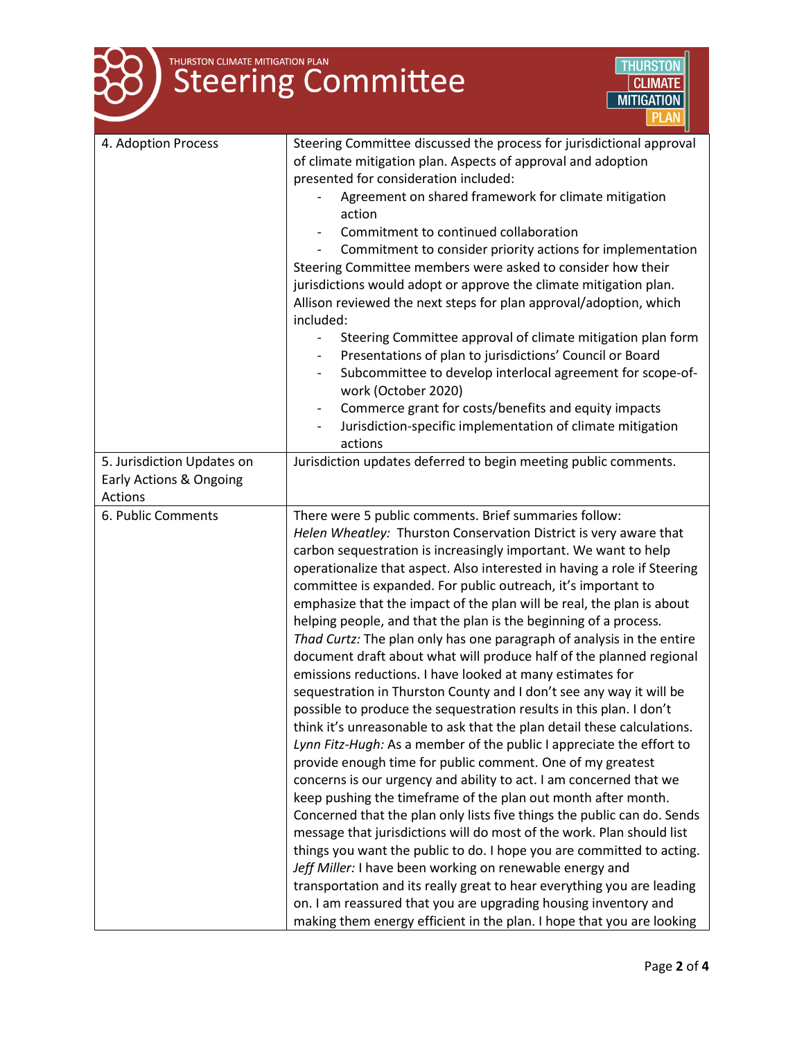| | |
|---|---|
| 4. Adoption Process | Steering Committee discussed the process for jurisdictional approval of climate mitigation plan. Aspects of approval and adoption presented for consideration included:<br>- Agreement on shared framework for climate mitigation action<br>- Commitment to continued collaboration<br>- Commitment to consider priority actions for implementation<br>Steering Committee members were asked to consider how their jurisdictions would adopt or approve the climate mitigation plan. Allison reviewed the next steps for plan approval/adoption, which included:<br>- Steering Committee approval of climate mitigation plan form<br>- Presentations of plan to jurisdictions' Council or Board<br>- Subcommittee to develop interlocal agreement for scope-of-work (October 2020)<br>- Commerce grant for costs/benefits and equity impacts<br>- Jurisdiction-specific implementation of climate mitigation actions |
| 5. Jurisdiction Updates on Early Actions & Ongoing Actions | Jurisdiction updates deferred to begin meeting public comments. |
| 6. Public Comments | There were 5 public comments. Brief summaries follow:<br>*Helen Wheatley:* Thurston Conservation District is very aware that carbon sequestration is increasingly important. We want to help operationalize that aspect. Also interested in having a role if Steering committee is expanded. For public outreach, it's important to emphasize that the impact of the plan will be real, the plan is about helping people, and that the plan is the beginning of a process.<br>*Thad Curtz:* The plan only has one paragraph of analysis in the entire document draft about what will produce half of the planned regional emissions reductions. I have looked at many estimates for sequestration in Thurston County and I don't see any way it will be possible to produce the sequestration results in this plan. I don't think it's unreasonable to ask that the plan detail these calculations.<br>*Lynn Fitz-Hugh:* As a member of the public I appreciate the effort to provide enough time for public comment. One of my greatest concerns is our urgency and ability to act. I am concerned that we keep pushing the timeframe of the plan out month after month. Concerned that the plan only lists five things the public can do. Sends message that jurisdictions will do most of the work. Plan should list things you want the public to do. I hope you are committed to acting.<br>*Jeff Miller:* I have been working on renewable energy and transportation and its really great to hear everything you are leading on. I am reassured that you are upgrading housing inventory and making them energy efficient in the plan. I hope that you are looking |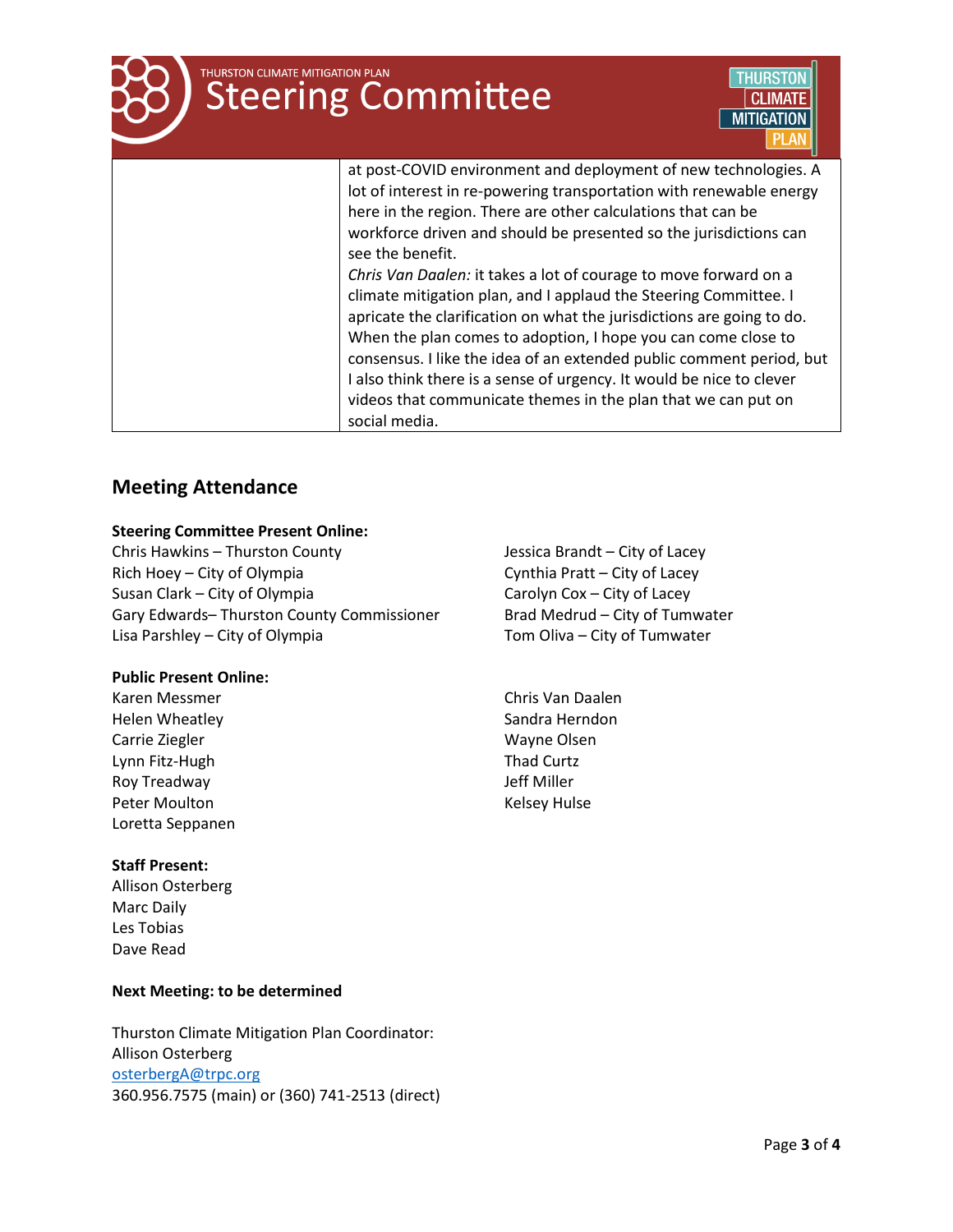| | |
|---|---|
| | at post-COVID environment and deployment of new technologies. A lot of interest in re-powering transportation with renewable energy here in the region. There are other calculations that can be workforce driven and should be presented so the jurisdictions can see the benefit.<br>*Chris Van Daalen:* it takes a lot of courage to move forward on a climate mitigation plan, and I applaud the Steering Committee. I apricate the clarification on what the jurisdictions are going to do. When the plan comes to adoption, I hope you can come close to consensus. I like the idea of an extended public comment period, but I also think there is a sense of urgency. It would be nice to clever videos that communicate themes in the plan that we can put on social media. |

## Meeting Attendance

**Steering Committee Present Online:**

Chris Hawkins – Thurston County
Rich Hoey – City of Olympia
Susan Clark – City of Olympia
Gary Edwards– Thurston County Commissioner
Lisa Parshley – City of Olympia
Jessica Brandt – City of Lacey
Cynthia Pratt – City of Lacey
Carolyn Cox – City of Lacey
Brad Medrud – City of Tumwater
Tom Oliva – City of Tumwater

**Public Present Online:**

Karen Messmer
Helen Wheatley
Carrie Ziegler
Lynn Fitz-Hugh
Roy Treadway
Peter Moulton
Loretta Seppanen
Chris Van Daalen
Sandra Herndon
Wayne Olsen
Thad Curtz
Jeff Miller
Kelsey Hulse

**Staff Present:**

Allison Osterberg
Marc Daily
Les Tobias
Dave Read

**Next Meeting: to be determined**

Thurston Climate Mitigation Plan Coordinator:
Allison Osterberg
osterbergA@trpc.org
360.956.7575 (main) or (360) 741-2513 (direct)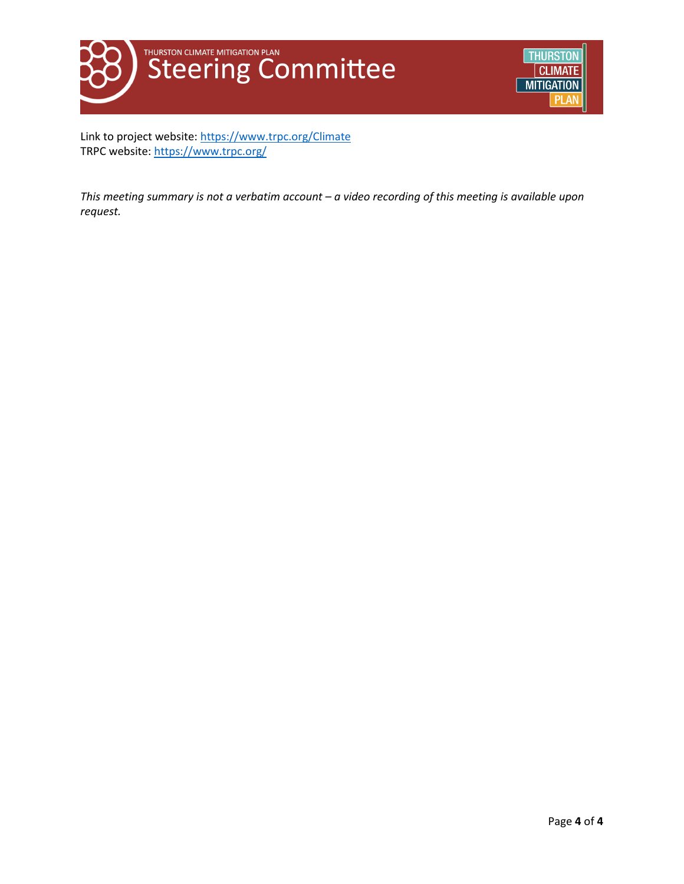Link to project website: [https://www.trpc.org/Climate](https://www.trpc.org/Climate)
TRPC website: [https://www.trpc.org/](https://www.trpc.org/)

*This meeting summary is not a verbatim account – a video recording of this meeting is available upon request.*